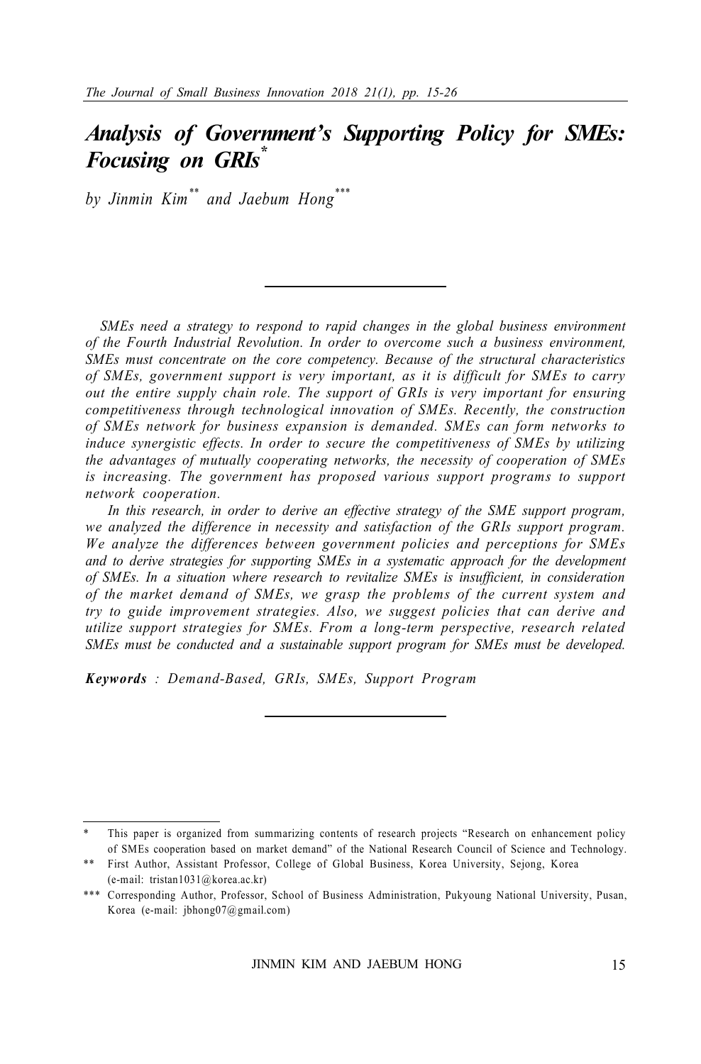# Analysis of Government's Supporting Policy for SMEs: Focusing on GRIs[*]

*by Jinmin Kim[**] and Jaebum Hong[***]*

---

*SMEs need a strategy to respond to rapid changes in the global business environment of the Fourth Industrial Revolution. In order to overcome such a business environment, SMEs must concentrate on the core competency. Because of the structural characteristics of SMEs, government support is very important, as it is difficult for SMEs to carry out the entire supply chain role. The support of GRIs is very important for ensuring competitiveness through technological innovation of SMEs. Recently, the construction of SMEs network for business expansion is demanded. SMEs can form networks to induce synergistic effects. In order to secure the competitiveness of SMEs by utilizing the advantages of mutually cooperating networks, the necessity of cooperation of SMEs is increasing. The government has proposed various support programs to support network cooperation.*

*In this research, in order to derive an effective strategy of the SME support program, we analyzed the difference in necessity and satisfaction of the GRIs support program. We analyze the differences between government policies and perceptions for SMEs and to derive strategies for supporting SMEs in a systematic approach for the development of SMEs. In a situation where research to revitalize SMEs is insufficient, in consideration of the market demand of SMEs, we grasp the problems of the current system and try to guide improvement strategies. Also, we suggest policies that can derive and utilize support strategies for SMEs. From a long-term perspective, research related SMEs must be conducted and a sustainable support program for SMEs must be developed.*

***Keywords*** *: Demand-Based, GRIs, SMEs, Support Program*

---

[*] This paper is organized from summarizing contents of research projects "Research on enhancement policy of SMEs cooperation based on market demand" of the National Research Council of Science and Technology.

[**] First Author, Assistant Professor, College of Global Business, Korea University, Sejong, Korea (e-mail: tristan1031@korea.ac.kr)

[***] Corresponding Author, Professor, School of Business Administration, Pukyoung National University, Pusan, Korea (e-mail: jbhong07@gmail.com)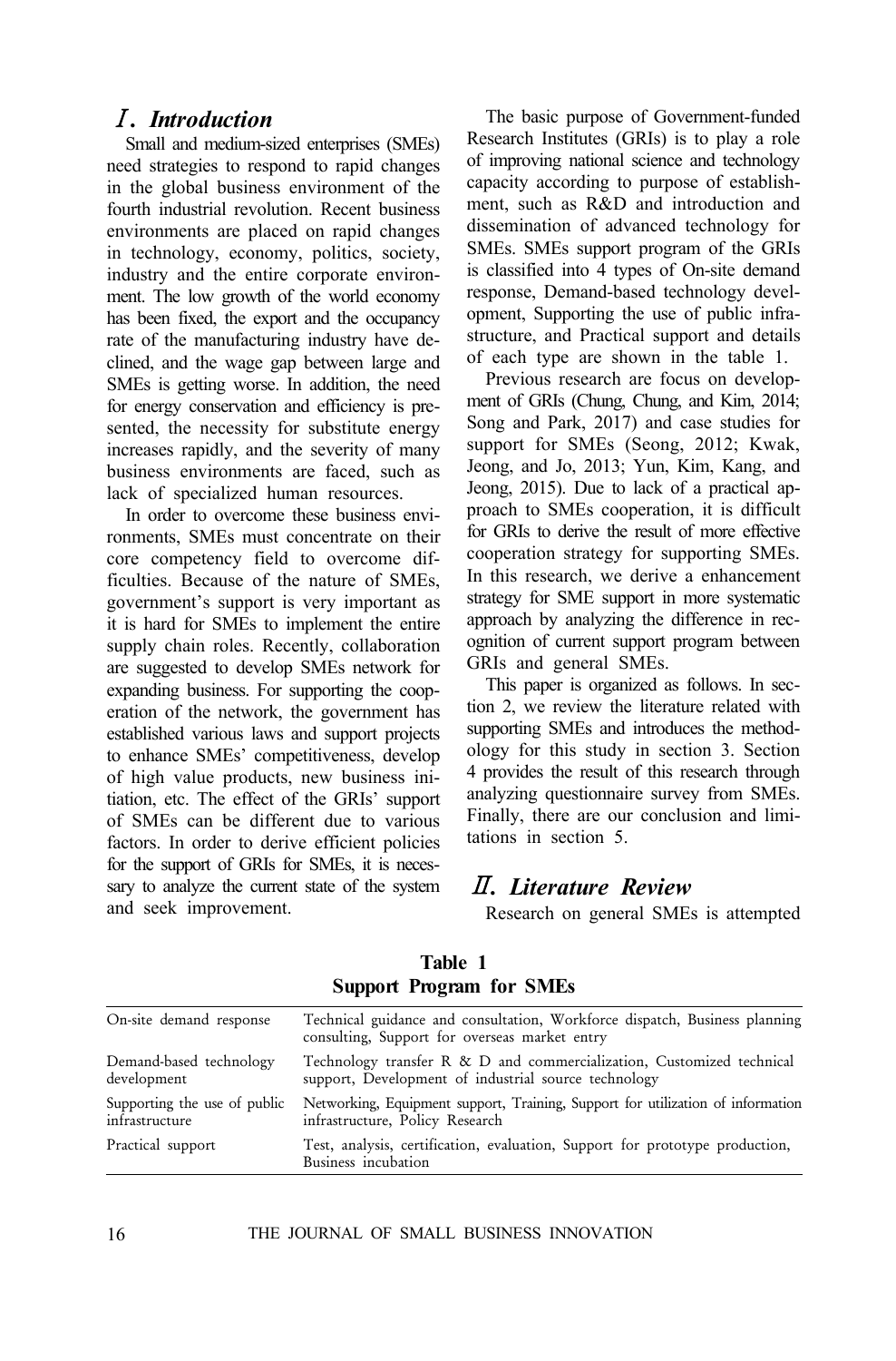## Ⅰ. Introduction

Small and medium-sized enterprises (SMEs) need strategies to respond to rapid changes in the global business environment of the fourth industrial revolution. Recent business environments are placed on rapid changes in technology, economy, politics, society, industry and the entire corporate environment. The low growth of the world economy has been fixed, the export and the occupancy rate of the manufacturing industry have declined, and the wage gap between large and SMEs is getting worse. In addition, the need for energy conservation and efficiency is presented, the necessity for substitute energy increases rapidly, and the severity of many business environments are faced, such as lack of specialized human resources.

In order to overcome these business environments, SMEs must concentrate on their core competency field to overcome difficulties. Because of the nature of SMEs, government's support is very important as it is hard for SMEs to implement the entire supply chain roles. Recently, collaboration are suggested to develop SMEs network for expanding business. For supporting the cooperation of the network, the government has established various laws and support projects to enhance SMEs' competitiveness, develop of high value products, new business initiation, etc. The effect of the GRIs' support of SMEs can be different due to various factors. In order to derive efficient policies for the support of GRIs for SMEs, it is necessary to analyze the current state of the system and seek improvement.

The basic purpose of Government-funded Research Institutes (GRIs) is to play a role of improving national science and technology capacity according to purpose of establishment, such as R&D and introduction and dissemination of advanced technology for SMEs. SMEs support program of the GRIs is classified into 4 types of On-site demand response, Demand-based technology development, Supporting the use of public infrastructure, and Practical support and details of each type are shown in the table 1.

Previous research are focus on development of GRIs (Chung, Chung, and Kim, 2014; Song and Park, 2017) and case studies for support for SMEs (Seong, 2012; Kwak, Jeong, and Jo, 2013; Yun, Kim, Kang, and Jeong, 2015). Due to lack of a practical approach to SMEs cooperation, it is difficult for GRIs to derive the result of more effective cooperation strategy for supporting SMEs. In this research, we derive a enhancement strategy for SME support in more systematic approach by analyzing the difference in recognition of current support program between GRIs and general SMEs.

This paper is organized as follows. In section 2, we review the literature related with supporting SMEs and introduces the methodology for this study in section 3. Section 4 provides the result of this research through analyzing questionnaire survey from SMEs. Finally, there are our conclusion and limitations in section 5.

## Ⅱ. Literature Review

Research on general SMEs is attempted

**Table 1**
**Support Program for SMEs**

| | |
|---|---|
| On-site demand response | Technical guidance and consultation, Workforce dispatch, Business planning consulting, Support for overseas market entry |
| Demand-based technology development | Technology transfer R & D and commercialization, Customized technical support, Development of industrial source technology |
| Supporting the use of public infrastructure | Networking, Equipment support, Training, Support for utilization of information infrastructure, Policy Research |
| Practical support | Test, analysis, certification, evaluation, Support for prototype production, Business incubation |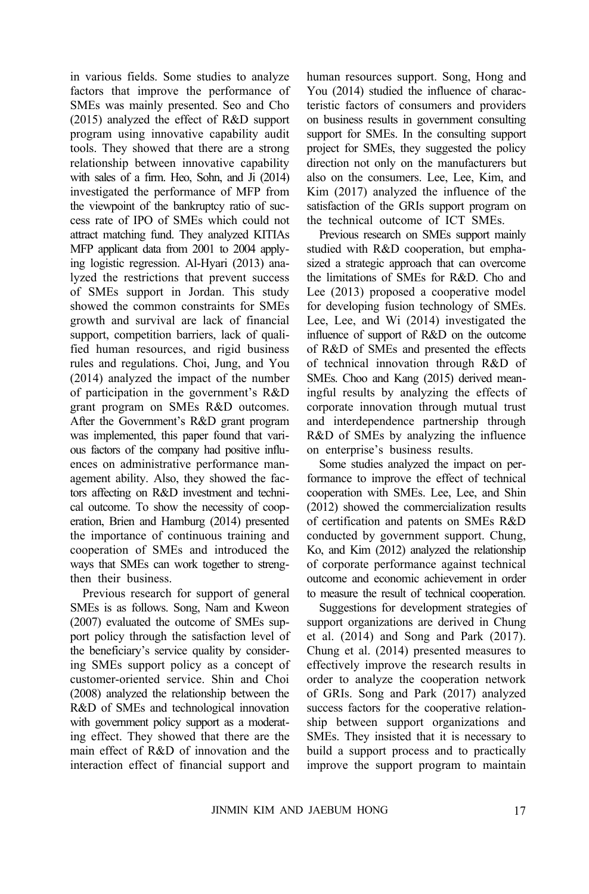in various fields. Some studies to analyze factors that improve the performance of SMEs was mainly presented. Seo and Cho (2015) analyzed the effect of R&D support program using innovative capability audit tools. They showed that there are a strong relationship between innovative capability with sales of a firm. Heo, Sohn, and Ji (2014) investigated the performance of MFP from the viewpoint of the bankruptcy ratio of success rate of IPO of SMEs which could not attract matching fund. They analyzed KITIAs MFP applicant data from 2001 to 2004 applying logistic regression. Al-Hyari (2013) analyzed the restrictions that prevent success of SMEs support in Jordan. This study showed the common constraints for SMEs growth and survival are lack of financial support, competition barriers, lack of qualified human resources, and rigid business rules and regulations. Choi, Jung, and You (2014) analyzed the impact of the number of participation in the government's R&D grant program on SMEs R&D outcomes. After the Government's R&D grant program was implemented, this paper found that various factors of the company had positive influences on administrative performance management ability. Also, they showed the factors affecting on R&D investment and technical outcome. To show the necessity of cooperation, Brien and Hamburg (2014) presented the importance of continuous training and cooperation of SMEs and introduced the ways that SMEs can work together to strengthen their business.

Previous research for support of general SMEs is as follows. Song, Nam and Kweon (2007) evaluated the outcome of SMEs support policy through the satisfaction level of the beneficiary's service quality by considering SMEs support policy as a concept of customer-oriented service. Shin and Choi (2008) analyzed the relationship between the R&D of SMEs and technological innovation with government policy support as a moderating effect. They showed that there are the main effect of R&D of innovation and the interaction effect of financial support and human resources support. Song, Hong and You (2014) studied the influence of characteristic factors of consumers and providers on business results in government consulting support for SMEs. In the consulting support project for SMEs, they suggested the policy direction not only on the manufacturers but also on the consumers. Lee, Lee, Kim, and Kim (2017) analyzed the influence of the satisfaction of the GRIs support program on the technical outcome of ICT SMEs.

Previous research on SMEs support mainly studied with R&D cooperation, but emphasized a strategic approach that can overcome the limitations of SMEs for R&D. Cho and Lee (2013) proposed a cooperative model for developing fusion technology of SMEs. Lee, Lee, and Wi (2014) investigated the influence of support of R&D on the outcome of R&D of SMEs and presented the effects of technical innovation through R&D of SMEs. Choo and Kang (2015) derived meaningful results by analyzing the effects of corporate innovation through mutual trust and interdependence partnership through R&D of SMEs by analyzing the influence on enterprise's business results.

Some studies analyzed the impact on performance to improve the effect of technical cooperation with SMEs. Lee, Lee, and Shin (2012) showed the commercialization results of certification and patents on SMEs R&D conducted by government support. Chung, Ko, and Kim (2012) analyzed the relationship of corporate performance against technical outcome and economic achievement in order to measure the result of technical cooperation.

Suggestions for development strategies of support organizations are derived in Chung et al. (2014) and Song and Park (2017). Chung et al. (2014) presented measures to effectively improve the research results in order to analyze the cooperation network of GRIs. Song and Park (2017) analyzed success factors for the cooperative relationship between support organizations and SMEs. They insisted that it is necessary to build a support process and to practically improve the support program to maintain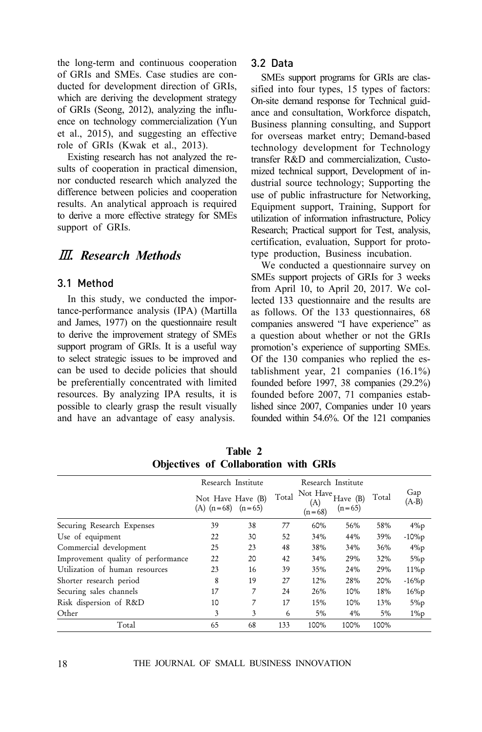the long-term and continuous cooperation of GRIs and SMEs. Case studies are conducted for development direction of GRIs, which are deriving the development strategy of GRIs (Seong, 2012), analyzing the influence on technology commercialization (Yun et al., 2015), and suggesting an effective role of GRIs (Kwak et al., 2013).

Existing research has not analyzed the results of cooperation in practical dimension, nor conducted research which analyzed the difference between policies and cooperation results. An analytical approach is required to derive a more effective strategy for SMEs support of GRIs.

## Ⅲ. Research Methods

### 3.1 Method

In this study, we conducted the importance-performance analysis (IPA) (Martilla and James, 1977) on the questionnaire result to derive the improvement strategy of SMEs support program of GRIs. It is a useful way to select strategic issues to be improved and can be used to decide policies that should be preferentially concentrated with limited resources. By analyzing IPA results, it is possible to clearly grasp the result visually and have an advantage of easy analysis.

### 3.2 Data

SMEs support programs for GRIs are classified into four types, 15 types of factors: On-site demand response for Technical guidance and consultation, Workforce dispatch, Business planning consulting, and Support for overseas market entry; Demand-based technology development for Technology transfer R&D and commercialization, Customized technical support, Development of industrial source technology; Supporting the use of public infrastructure for Networking, Equipment support, Training, Support for utilization of information infrastructure, Policy Research; Practical support for Test, analysis, certification, evaluation, Support for prototype production, Business incubation.

We conducted a questionnaire survey on SMEs support projects of GRIs for 3 weeks from April 10, to April 20, 2017. We collected 133 questionnaire and the results are as follows. Of the 133 questionnaires, 68 companies answered "I have experience" as a question about whether or not the GRIs promotion's experience of supporting SMEs. Of the 130 companies who replied the establishment year, 21 companies (16.1%) founded before 1997, 38 companies (29.2%) founded before 2007, 71 companies established since 2007, Companies under 10 years founded within 54.6%. Of the 121 companies

**Table 2**
**Objectives of Collaboration with GRIs**

| | Research Institute | | Total | Research Institute | | Total | Gap (A-B) |
|---|---|---|---|---|---|---|---|
| | Not Have (A) (n=68) | Have (B) (n=65) | | Not Have (A) (n=68) | Have (B) (n=65) | | |
| Securing Research Expenses | 39 | 38 | 77 | 60% | 56% | 58% | 4%p |
| Use of equipment | 22 | 30 | 52 | 34% | 44% | 39% | -10%p |
| Commercial development | 25 | 23 | 48 | 38% | 34% | 36% | 4%p |
| Improvement quality of performance | 22 | 20 | 42 | 34% | 29% | 32% | 5%p |
| Utilization of human resources | 23 | 16 | 39 | 35% | 24% | 29% | 11%p |
| Shorter research period | 8 | 19 | 27 | 12% | 28% | 20% | -16%p |
| Securing sales channels | 17 | 7 | 24 | 26% | 10% | 18% | 16%p |
| Risk dispersion of R&D | 10 | 7 | 17 | 15% | 10% | 13% | 5%p |
| Other | 3 | 3 | 6 | 5% | 4% | 5% | 1%p |
| Total | 65 | 68 | 133 | 100% | 100% | 100% | |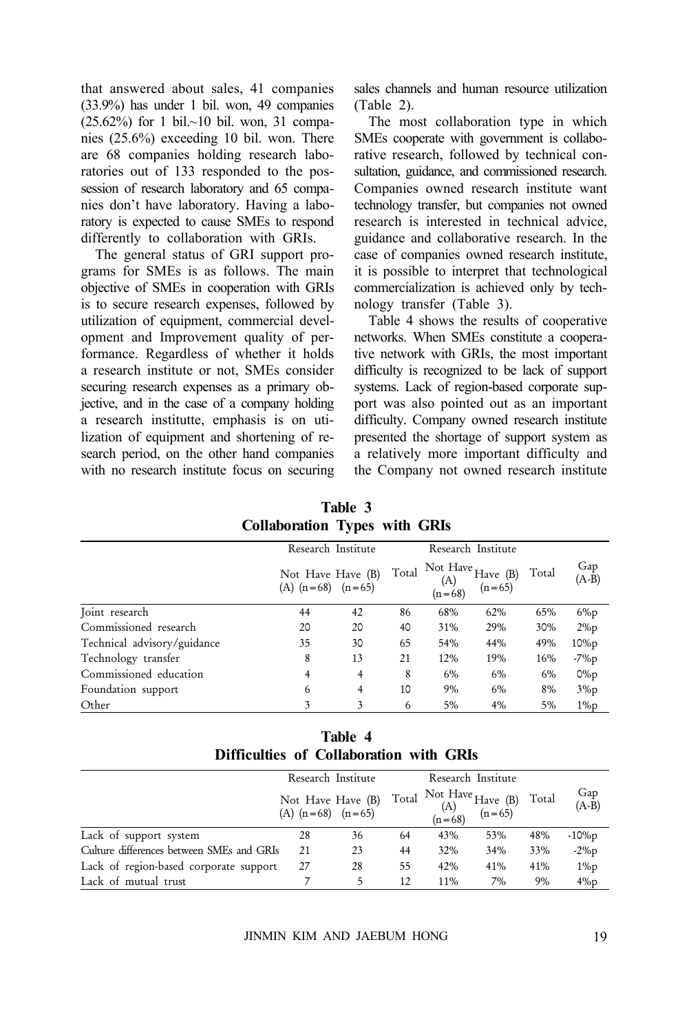that answered about sales, 41 companies (33.9%) has under 1 bil. won, 49 companies (25.62%) for 1 bil.~10 bil. won, 31 companies (25.6%) exceeding 10 bil. won. There are 68 companies holding research laboratories out of 133 responded to the possession of research laboratory and 65 companies don't have laboratory. Having a laboratory is expected to cause SMEs to respond differently to collaboration with GRIs.

The general status of GRI support programs for SMEs is as follows. The main objective of SMEs in cooperation with GRIs is to secure research expenses, followed by utilization of equipment, commercial development and Improvement quality of performance. Regardless of whether it holds a research institute or not, SMEs consider securing research expenses as a primary objective, and in the case of a company holding a research instituttte, emphasis is on utilization of equipment and shortening of research period, on the other hand companies with no research institute focus on securing sales channels and human resource utilization (Table 2).

The most collaboration type in which SMEs cooperate with government is collaborative research, followed by technical consultation, guidance, and commissioned research. Companies owned research institute want technology transfer, but companies not owned research is interested in technical advice, guidance and collaborative research. In the case of companies owned research institute, it is possible to interpret that technological commercialization is achieved only by technology transfer (Table 3).

Table 4 shows the results of cooperative networks. When SMEs constitute a cooperative network with GRIs, the most important difficulty is recognized to be lack of support systems. Lack of region-based corporate support was also pointed out as an important difficulty. Company owned research institute presented the shortage of support system as a relatively more important difficulty and the Company not owned research institute

**Table 3**
**Collaboration Types with GRIs**

| | Research Institute | | Total | Research Institute | | Total | Gap (A-B) |
|---|---|---|---|---|---|---|---|
| | Not Have (A) (n=68) | Have (B) (n=65) | | Not Have (A) (n=68) | Have (B) (n=65) | | |
| Joint research | 44 | 42 | 86 | 68% | 62% | 65% | 6%p |
| Commissioned research | 20 | 20 | 40 | 31% | 29% | 30% | 2%p |
| Technical advisory/guidance | 35 | 30 | 65 | 54% | 44% | 49% | 10%p |
| Technology transfer | 8 | 13 | 21 | 12% | 19% | 16% | -7%p |
| Commissioned education | 4 | 4 | 8 | 6% | 6% | 6% | 0%p |
| Foundation support | 6 | 4 | 10 | 9% | 6% | 8% | 3%p |
| Other | 3 | 3 | 6 | 5% | 4% | 5% | 1%p |

**Table 4**
**Difficulties of Collaboration with GRIs**

| | Research Institute | | Total | Research Institute | | Total | Gap (A-B) |
|---|---|---|---|---|---|---|---|
| | Not Have (A) (n=68) | Have (B) (n=65) | | Not Have (A) (n=68) | Have (B) (n=65) | | |
| Lack of support system | 28 | 36 | 64 | 43% | 53% | 48% | -10%p |
| Culture differences between SMEs and GRIs | 21 | 23 | 44 | 32% | 34% | 33% | -2%p |
| Lack of region-based corporate support | 27 | 28 | 55 | 42% | 41% | 41% | 1%p |
| Lack of mutual trust | 7 | 5 | 12 | 11% | 7% | 9% | 4%p |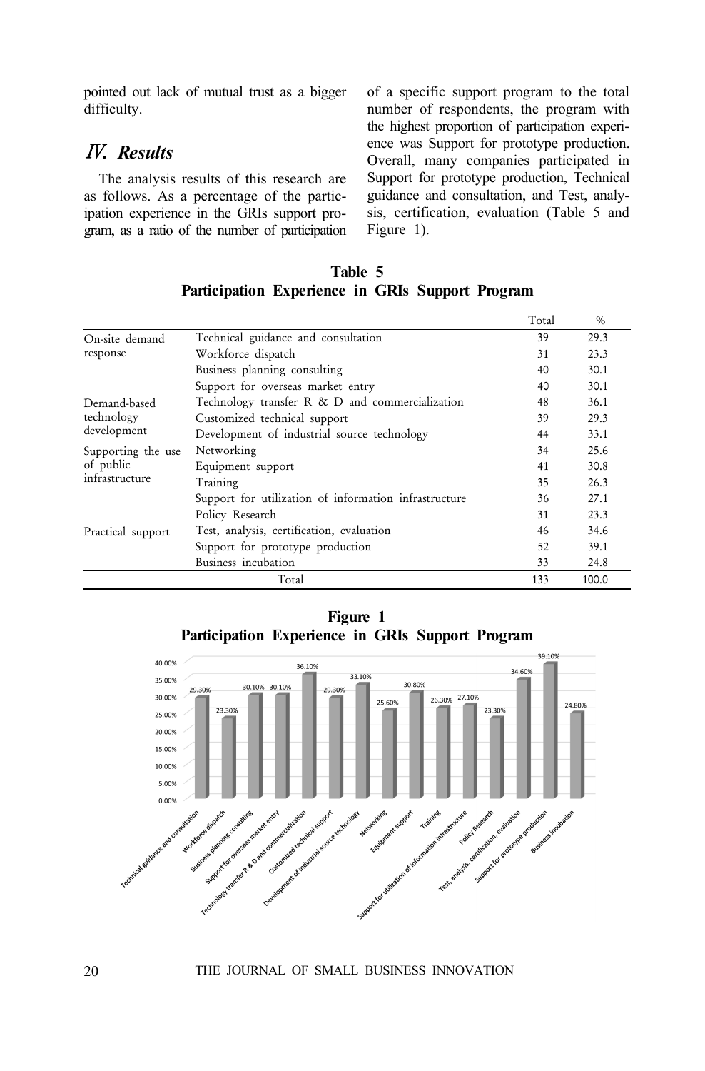pointed out lack of mutual trust as a bigger difficulty.

## Ⅳ. Results

The analysis results of this research are as follows. As a percentage of the participation experience in the GRIs support program, as a ratio of the number of participation of a specific support program to the total number of respondents, the program with the highest proportion of participation experience was Support for prototype production. Overall, many companies participated in Support for prototype production, Technical guidance and consultation, and Test, analysis, certification, evaluation (Table 5 and Figure 1).

**Table 5**
**Participation Experience in GRIs Support Program**

| | | Total | % |
|---|---|---|---|
| On-site demand response | Technical guidance and consultation | 39 | 29.3 |
| | Workforce dispatch | 31 | 23.3 |
| | Business planning consulting | 40 | 30.1 |
| | Support for overseas market entry | 40 | 30.1 |
| Demand-based technology development | Technology transfer R & D and commercialization | 48 | 36.1 |
| | Customized technical support | 39 | 29.3 |
| | Development of industrial source technology | 44 | 33.1 |
| Supporting the use of public infrastructure | Networking | 34 | 25.6 |
| | Equipment support | 41 | 30.8 |
| | Training | 35 | 26.3 |
| | Support for utilization of information infrastructure | 36 | 27.1 |
| | Policy Research | 31 | 23.3 |
| Practical support | Test, analysis, certification, evaluation | 46 | 34.6 |
| | Support for prototype production | 52 | 39.1 |
| | Business incubation | 33 | 24.8 |
| Total | | 133 | 100.0 |

**Figure 1**
**Participation Experience in GRIs Support Program**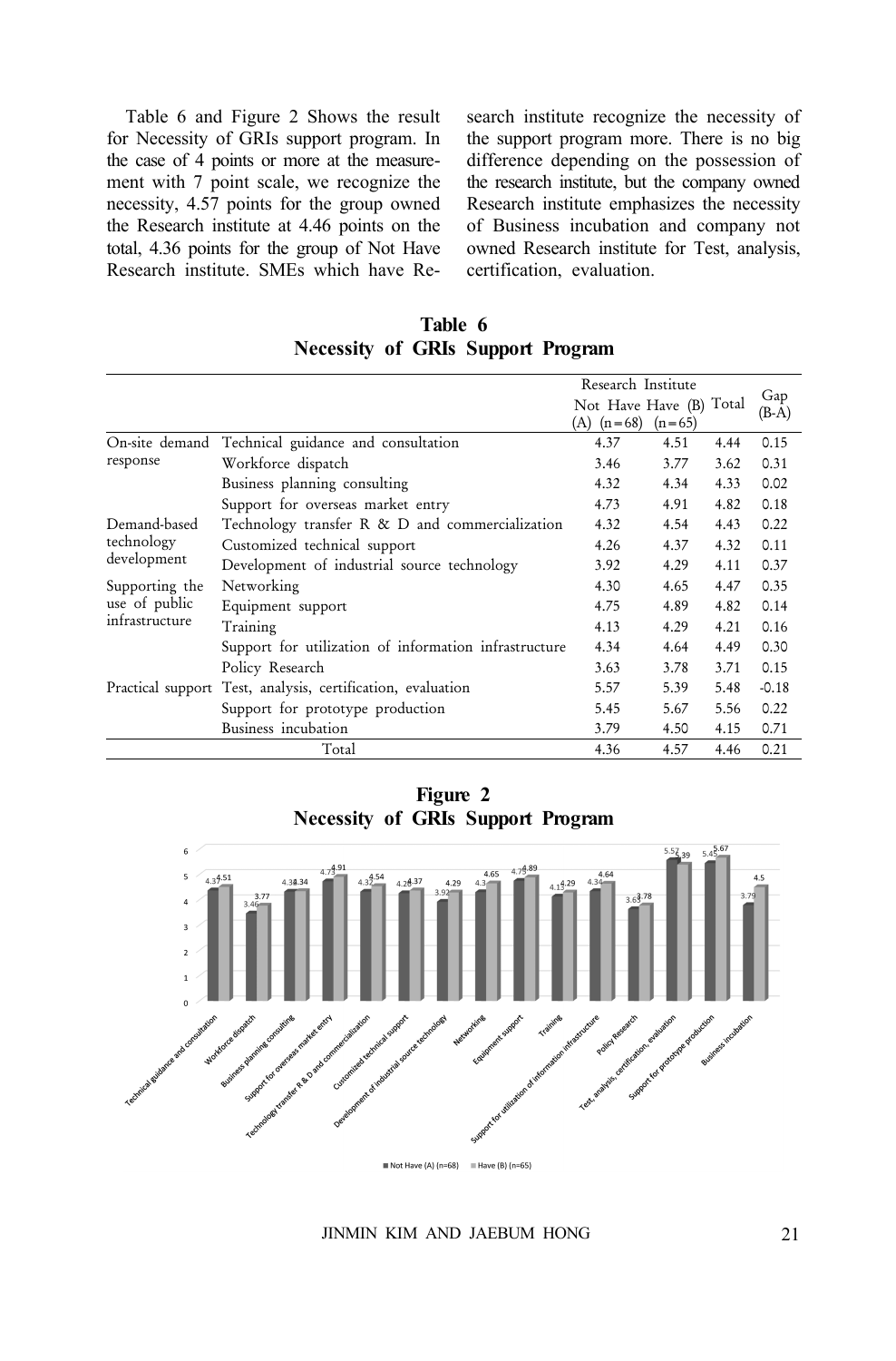Table 6 and Figure 2 Shows the result for Necessity of GRIs support program. In the case of 4 points or more at the measurement with 7 point scale, we recognize the necessity, 4.57 points for the group owned the Research institute at 4.46 points on the total, 4.36 points for the group of Not Have Research institute. SMEs which have Research institute recognize the necessity of the support program more. There is no big difference depending on the possession of the research institute, but the company owned Research institute emphasizes the necessity of Business incubation and company not owned Research institute for Test, analysis, certification, evaluation.

**Table 6**
**Necessity of GRIs Support Program**

| | | Research Institute | | Total | Gap (B-A) |
|---|---|---|---|---|---|
| | | Not Have (A) (n=68) | Have (B) (n=65) | | |
| On-site demand response | Technical guidance and consultation | 4.37 | 4.51 | 4.44 | 0.15 |
| | Workforce dispatch | 3.46 | 3.77 | 3.62 | 0.31 |
| | Business planning consulting | 4.32 | 4.34 | 4.33 | 0.02 |
| | Support for overseas market entry | 4.73 | 4.91 | 4.82 | 0.18 |
| Demand-based technology development | Technology transfer R & D and commercialization | 4.32 | 4.54 | 4.43 | 0.22 |
| | Customized technical support | 4.26 | 4.37 | 4.32 | 0.11 |
| | Development of industrial source technology | 3.92 | 4.29 | 4.11 | 0.37 |
| Supporting the use of public infrastructure | Networking | 4.30 | 4.65 | 4.47 | 0.35 |
| | Equipment support | 4.75 | 4.89 | 4.82 | 0.14 |
| | Training | 4.13 | 4.29 | 4.21 | 0.16 |
| | Support for utilization of information infrastructure | 4.34 | 4.64 | 4.49 | 0.30 |
| | Policy Research | 3.63 | 3.78 | 3.71 | 0.15 |
| Practical support | Test, analysis, certification, evaluation | 5.57 | 5.39 | 5.48 | -0.18 |
| | Support for prototype production | 5.45 | 5.67 | 5.56 | 0.22 |
| | Business incubation | 3.79 | 4.50 | 4.15 | 0.71 |
| Total | | 4.36 | 4.57 | 4.46 | 0.21 |

**Figure 2**
**Necessity of GRIs Support Program**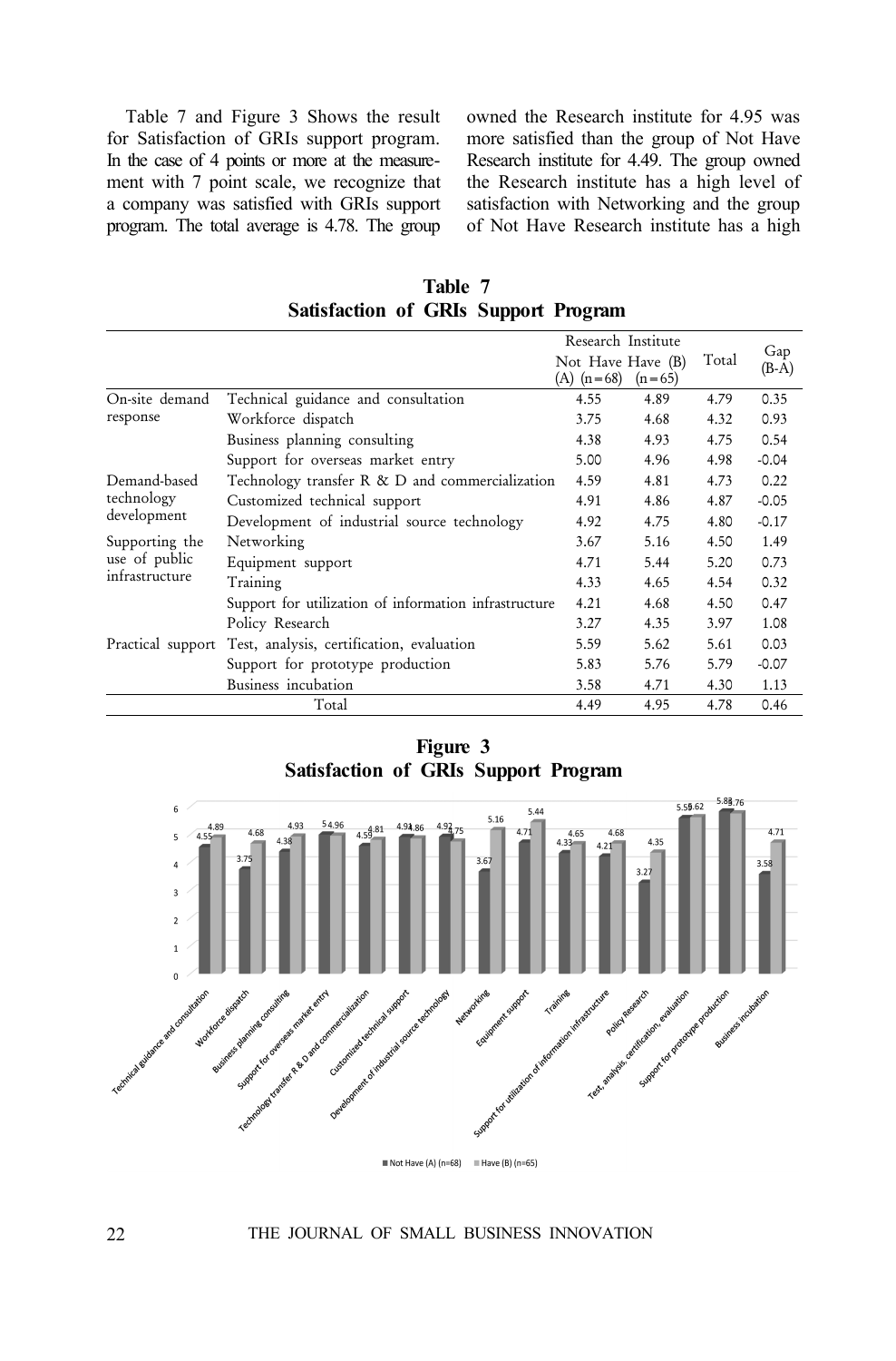Table 7 and Figure 3 Shows the result for Satisfaction of GRIs support program. In the case of 4 points or more at the measurement with 7 point scale, we recognize that a company was satisfied with GRIs support program. The total average is 4.78. The group owned the Research institute for 4.95 was more satisfied than the group of Not Have Research institute for 4.49. The group owned the Research institute has a high level of satisfaction with Networking and the group of Not Have Research institute has a high

**Table 7**
**Satisfaction of GRIs Support Program**

| | | Research Institute | | Total | Gap (B-A) |
|---|---|---|---|---|---|
| | | Not Have (A) (n=68) | Have (B) (n=65) | | |
| On-site demand response | Technical guidance and consultation | 4.55 | 4.89 | 4.79 | 0.35 |
| | Workforce dispatch | 3.75 | 4.68 | 4.32 | 0.93 |
| | Business planning consulting | 4.38 | 4.93 | 4.75 | 0.54 |
| | Support for overseas market entry | 5.00 | 4.96 | 4.98 | -0.04 |
| Demand-based technology development | Technology transfer R & D and commercialization | 4.59 | 4.81 | 4.73 | 0.22 |
| | Customized technical support | 4.91 | 4.86 | 4.87 | -0.05 |
| | Development of industrial source technology | 4.92 | 4.75 | 4.80 | -0.17 |
| Supporting the use of public infrastructure | Networking | 3.67 | 5.16 | 4.50 | 1.49 |
| | Equipment support | 4.71 | 5.44 | 5.20 | 0.73 |
| | Training | 4.33 | 4.65 | 4.54 | 0.32 |
| | Support for utilization of information infrastructure | 4.21 | 4.68 | 4.50 | 0.47 |
| | Policy Research | 3.27 | 4.35 | 3.97 | 1.08 |
| Practical support | Test, analysis, certification, evaluation | 5.59 | 5.62 | 5.61 | 0.03 |
| | Support for prototype production | 5.83 | 5.76 | 5.79 | -0.07 |
| | Business incubation | 3.58 | 4.71 | 4.30 | 1.13 |
| Total | | 4.49 | 4.95 | 4.78 | 0.46 |

**Figure 3**
**Satisfaction of GRIs Support Program**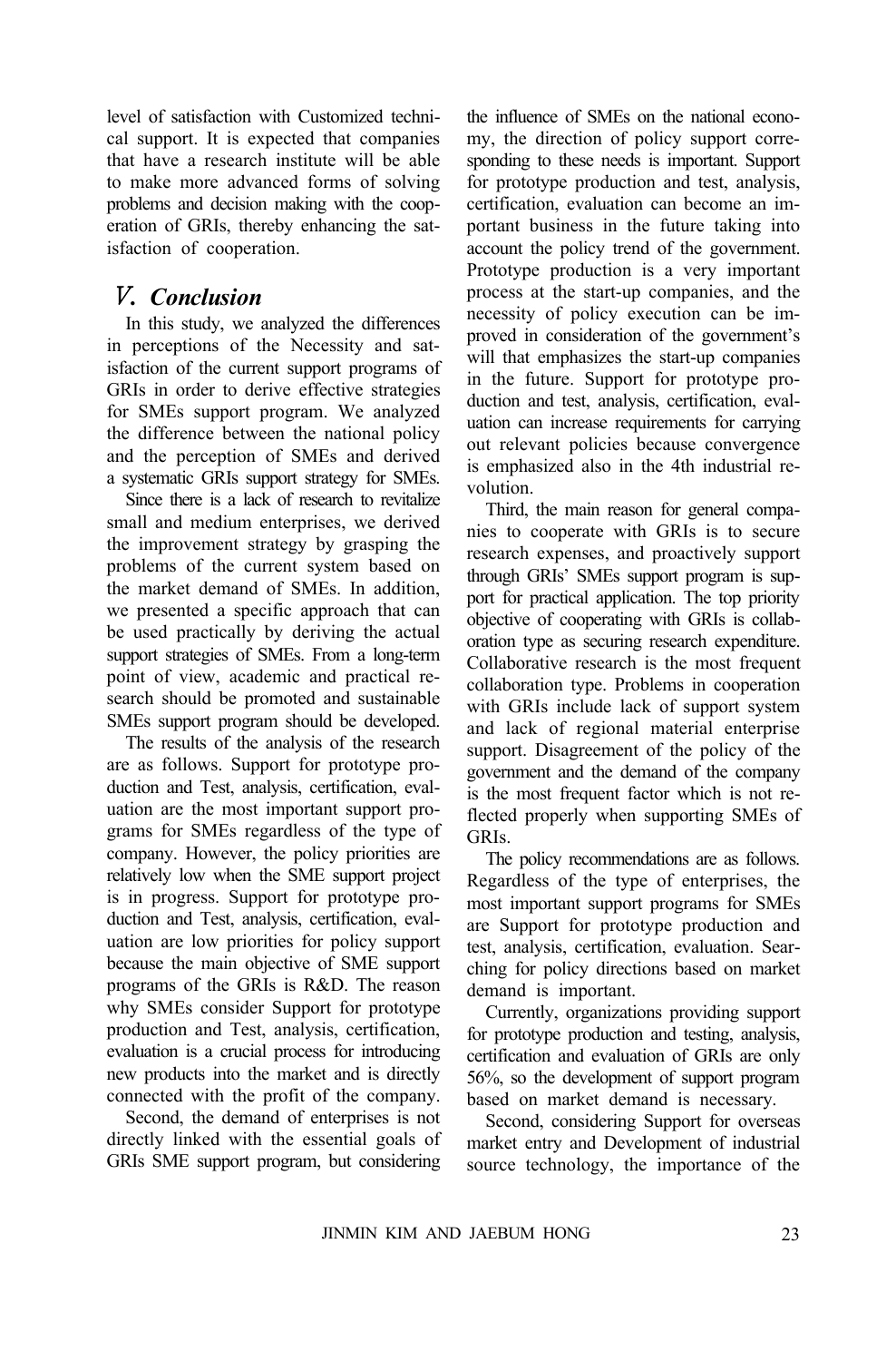level of satisfaction with Customized technical support. It is expected that companies that have a research institute will be able to make more advanced forms of solving problems and decision making with the cooperation of GRIs, thereby enhancing the satisfaction of cooperation.

## V. Conclusion

In this study, we analyzed the differences in perceptions of the Necessity and satisfaction of the current support programs of GRIs in order to derive effective strategies for SMEs support program. We analyzed the difference between the national policy and the perception of SMEs and derived a systematic GRIs support strategy for SMEs.

Since there is a lack of research to revitalize small and medium enterprises, we derived the improvement strategy by grasping the problems of the current system based on the market demand of SMEs. In addition, we presented a specific approach that can be used practically by deriving the actual support strategies of SMEs. From a long-term point of view, academic and practical research should be promoted and sustainable SMEs support program should be developed.

The results of the analysis of the research are as follows. Support for prototype production and Test, analysis, certification, evaluation are the most important support programs for SMEs regardless of the type of company. However, the policy priorities are relatively low when the SME support project is in progress. Support for prototype production and Test, analysis, certification, evaluation are low priorities for policy support because the main objective of SME support programs of the GRIs is R&D. The reason why SMEs consider Support for prototype production and Test, analysis, certification, evaluation is a crucial process for introducing new products into the market and is directly connected with the profit of the company.

Second, the demand of enterprises is not directly linked with the essential goals of GRIs SME support program, but considering the influence of SMEs on the national economy, the direction of policy support corresponding to these needs is important. Support for prototype production and test, analysis, certification, evaluation can become an important business in the future taking into account the policy trend of the government. Prototype production is a very important process at the start-up companies, and the necessity of policy execution can be improved in consideration of the government's will that emphasizes the start-up companies in the future. Support for prototype production and test, analysis, certification, evaluation can increase requirements for carrying out relevant policies because convergence is emphasized also in the 4th industrial revolution.

Third, the main reason for general companies to cooperate with GRIs is to secure research expenses, and proactively support through GRIs' SMEs support program is support for practical application. The top priority objective of cooperating with GRIs is collaboration type as securing research expenditure. Collaborative research is the most frequent collaboration type. Problems in cooperation with GRIs include lack of support system and lack of regional material enterprise support. Disagreement of the policy of the government and the demand of the company is the most frequent factor which is not reflected properly when supporting SMEs of GRIs.

The policy recommendations are as follows. Regardless of the type of enterprises, the most important support programs for SMEs are Support for prototype production and test, analysis, certification, evaluation. Searching for policy directions based on market demand is important.

Currently, organizations providing support for prototype production and testing, analysis, certification and evaluation of GRIs are only 56%, so the development of support program based on market demand is necessary.

Second, considering Support for overseas market entry and Development of industrial source technology, the importance of the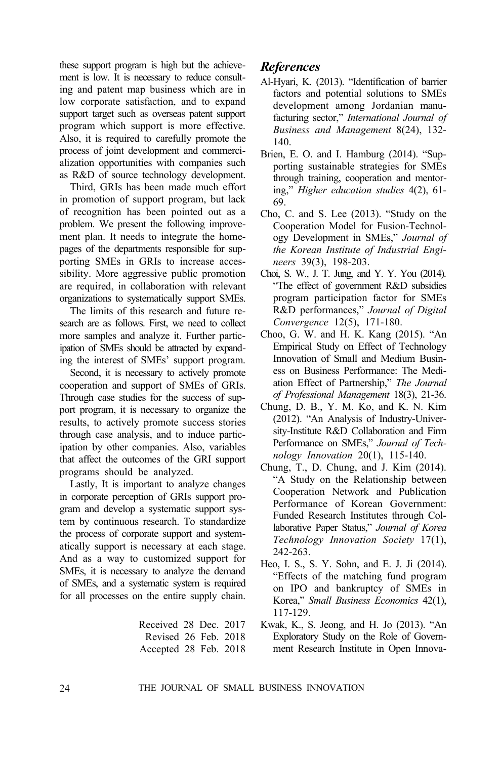these support program is high but the achievement is low. It is necessary to reduce consulting and patent map business which are in low corporate satisfaction, and to expand support target such as overseas patent support program which support is more effective. Also, it is required to carefully promote the process of joint development and commercialization opportunities with companies such as R&D of source technology development.

Third, GRIs has been made much effort in promotion of support program, but lack of recognition has been pointed out as a problem. We present the following improvement plan. It needs to integrate the homepages of the departments responsible for supporting SMEs in GRIs to increase accessibility. More aggressive public promotion are required, in collaboration with relevant organizations to systematically support SMEs.

The limits of this research and future research are as follows. First, we need to collect more samples and analyze it. Further participation of SMEs should be attracted by expanding the interest of SMEs' support program.

Second, it is necessary to actively promote cooperation and support of SMEs of GRIs. Through case studies for the success of support program, it is necessary to organize the results, to actively promote success stories through case analysis, and to induce participation by other companies. Also, variables that affect the outcomes of the GRI support programs should be analyzed.

Lastly, It is important to analyze changes in corporate perception of GRIs support program and develop a systematic support system by continuous research. To standardize the process of corporate support and systematically support is necessary at each stage. And as a way to customized support for SMEs, it is necessary to analyze the demand of SMEs, and a systematic system is required for all processes on the entire supply chain.

Received 28 Dec. 2017
Revised 26 Feb. 2018
Accepted 28 Feb. 2018

## References

Al-Hyari, K. (2013). "Identification of barrier factors and potential solutions to SMEs development among Jordanian manufacturing sector," *International Journal of Business and Management* 8(24), 132-140.

Brien, E. O. and I. Hamburg (2014). "Supporting sustainable strategies for SMEs through training, cooperation and mentoring," *Higher education studies* 4(2), 61-69.

Cho, C. and S. Lee (2013). "Study on the Cooperation Model for Fusion-Technology Development in SMEs," *Journal of the Korean Institute of Industrial Engineers* 39(3), 198-203.

Choi, S. W., J. T. Jung, and Y. Y. You (2014). "The effect of government R&D subsidies program participation factor for SMEs R&D performances," *Journal of Digital Convergence* 12(5), 171-180.

Choo, G. W. and H. K. Kang (2015). "An Empirical Study on Effect of Technology Innovation of Small and Medium Business on Business Performance: The Mediation Effect of Partnership," *The Journal of Professional Management* 18(3), 21-36.

Chung, D. B., Y. M. Ko, and K. N. Kim (2012). "An Analysis of Industry-University-Institute R&D Collaboration and Firm Performance on SMEs," *Journal of Technology Innovation* 20(1), 115-140.

Chung, T., D. Chung, and J. Kim (2014). "A Study on the Relationship between Cooperation Network and Publication Performance of Korean Government: Funded Research Institutes through Collaborative Paper Status," *Journal of Korea Technology Innovation Society* 17(1), 242-263.

Heo, I. S., S. Y. Sohn, and E. J. Ji (2014). "Effects of the matching fund program on IPO and bankruptcy of SMEs in Korea," *Small Business Economics* 42(1), 117-129.

Kwak, K., S. Jeong, and H. Jo (2013). "An Exploratory Study on the Role of Government Research Institute in Open Innova-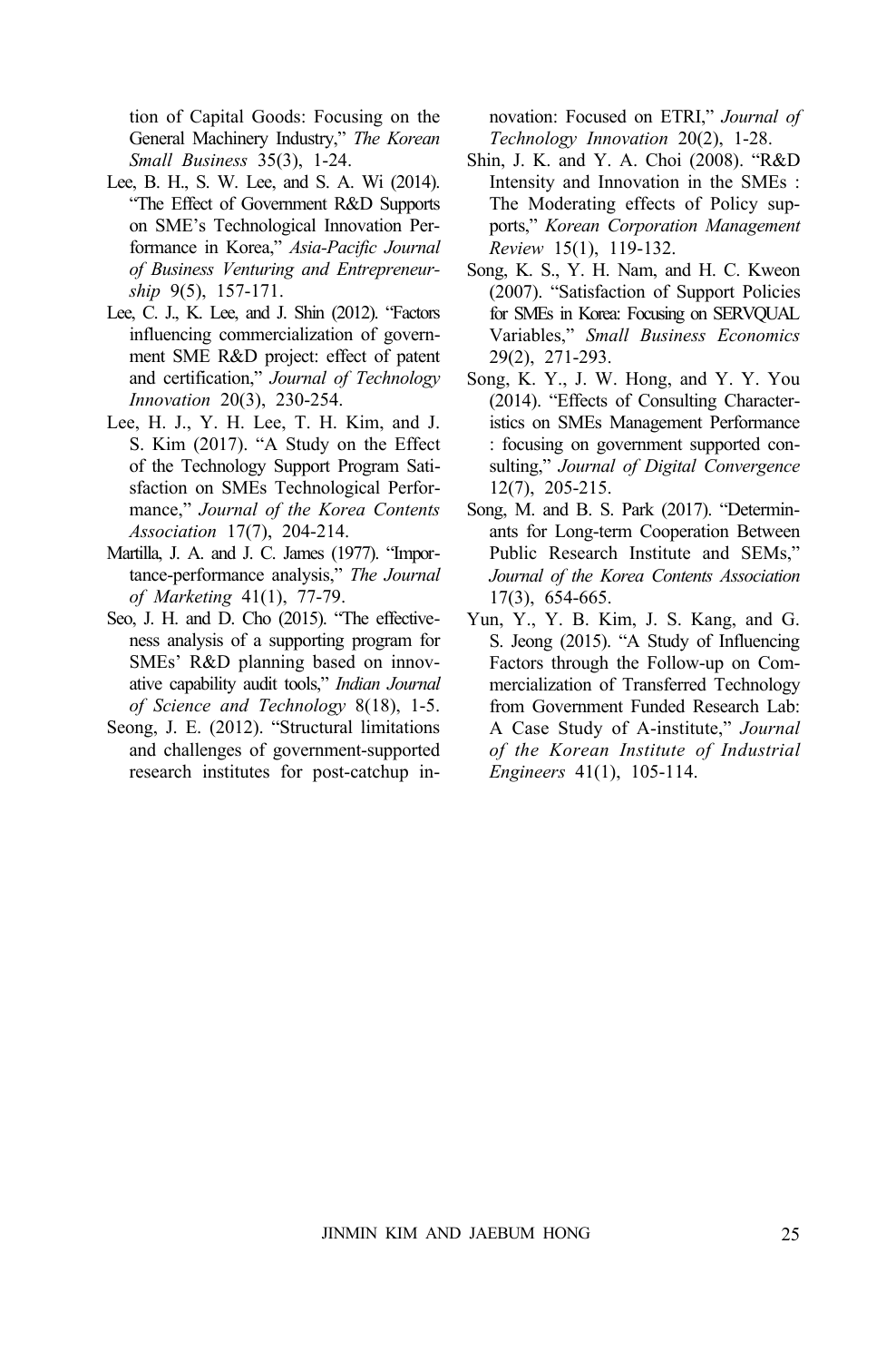tion of Capital Goods: Focusing on the General Machinery Industry," *The Korean Small Business* 35(3), 1-24.

Lee, B. H., S. W. Lee, and S. A. Wi (2014). "The Effect of Government R&D Supports on SME's Technological Innovation Performance in Korea," *Asia-Pacific Journal of Business Venturing and Entrepreneurship* 9(5), 157-171.

Lee, C. J., K. Lee, and J. Shin (2012). "Factors influencing commercialization of government SME R&D project: effect of patent and certification," *Journal of Technology Innovation* 20(3), 230-254.

Lee, H. J., Y. H. Lee, T. H. Kim, and J. S. Kim (2017). "A Study on the Effect of the Technology Support Program Satisfaction on SMEs Technological Performance," *Journal of the Korea Contents Association* 17(7), 204-214.

Martilla, J. A. and J. C. James (1977). "Importance-performance analysis," *The Journal of Marketing* 41(1), 77-79.

Seo, J. H. and D. Cho (2015). "The effectiveness analysis of a supporting program for SMEs' R&D planning based on innovative capability audit tools," *Indian Journal of Science and Technology* 8(18), 1-5.

Seong, J. E. (2012). "Structural limitations and challenges of government-supported research institutes for post-catchup innovation: Focused on ETRI," *Journal of Technology Innovation* 20(2), 1-28.

Shin, J. K. and Y. A. Choi (2008). "R&D Intensity and Innovation in the SMEs : The Moderating effects of Policy supports," *Korean Corporation Management Review* 15(1), 119-132.

Song, K. S., Y. H. Nam, and H. C. Kweon (2007). "Satisfaction of Support Policies for SMEs in Korea: Focusing on SERVQUAL Variables," *Small Business Economics* 29(2), 271-293.

Song, K. Y., J. W. Hong, and Y. Y. You (2014). "Effects of Consulting Characteristics on SMEs Management Performance : focusing on government supported consulting," *Journal of Digital Convergence* 12(7), 205-215.

Song, M. and B. S. Park (2017). "Determinants for Long-term Cooperation Between Public Research Institute and SEMs," *Journal of the Korea Contents Association* 17(3), 654-665.

Yun, Y., Y. B. Kim, J. S. Kang, and G. S. Jeong (2015). "A Study of Influencing Factors through the Follow-up on Commercialization of Transferred Technology from Government Funded Research Lab: A Case Study of A-institute," *Journal of the Korean Institute of Industrial Engineers* 41(1), 105-114.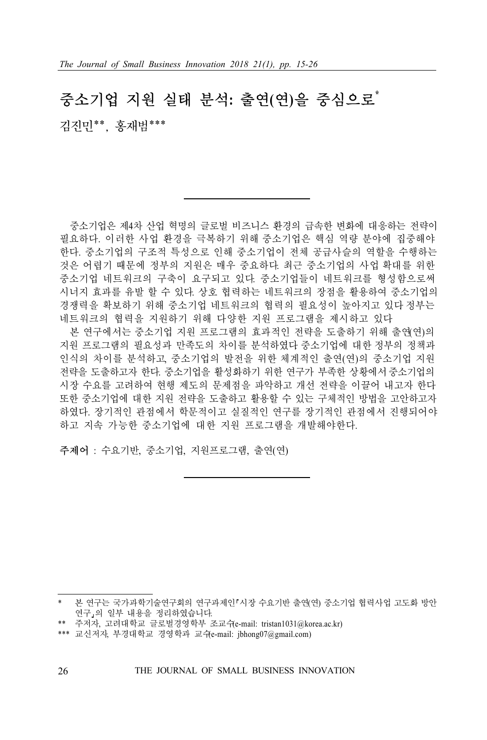# 중소기업 지원 실태 분석: 출연(연)을 중심으로*

김진민**, 홍재범***

중소기업은 제4차 산업 혁명의 글로벌 비즈니스 환경의 급속한 변화에 대응하는 전략이 필요하다. 이러한 사업 환경을 극복하기 위해 중소기업은 핵심 역량 분야에 집중해야 한다. 중소기업의 구조적 특성으로 인해 중소기업이 전체 공급사슬의 역할을 수행하는 것은 어렵기 때문에 정부의 지원은 매우 중요하다. 최근 중소기업의 사업 확대를 위한 중소기업 네트워크의 구축이 요구되고 있다. 중소기업들이 네트워크를 형성함으로써 시너지 효과를 유발 할 수 있다. 상호 협력하는 네트워크의 장점을 활용하여 중소기업의 경쟁력을 확보하기 위해 중소기업 네트워크의 협력의 필요성이 높아지고 있다. 정부는 네트워크의 협력을 지원하기 위해 다양한 지원 프로그램을 제시하고 있다.

본 연구에서는 중소기업 지원 프로그램의 효과적인 전략을 도출하기 위해 출연(연)의 지원 프로그램의 필요성과 만족도의 차이를 분석하였다. 중소기업에 대한 정부의 정책과 인식의 차이를 분석하고, 중소기업의 발전을 위한 체계적인 출연(연)의 중소기업 지원 전략을 도출하고자 한다. 중소기업을 활성화하기 위한 연구가 부족한 상황에서 중소기업의 시장 수요를 고려하여 현행 제도의 문제점을 파악하고 개선 전략을 이끌어 내고자 한다. 또한 중소기업에 대한 지원 전략을 도출하고 활용할 수 있는 구체적인 방법을 고안하고자 하였다. 장기적인 관점에서 학문적이고 실질적인 연구를 장기적인 관점에서 진행되어야 하고 지속 가능한 중소기업에 대한 지원 프로그램을 개발해야한다.

**주제어** : 수요기반, 중소기업, 지원프로그램, 출연(연)

---

\* 본 연구는 국가과학기술연구회의 연구과제인「시장 수요기반 출연(연) 중소기업 협력사업 고도화 방안 연구」의 일부 내용을 정리하였습니다.

\*\* 주저자, 고려대학교 글로벌경영학부 조교수(e-mail: tristan1031@korea.ac.kr)

\*\*\* 교신저자, 부경대학교 경영학과 교수(e-mail: jbhong07@gmail.com)